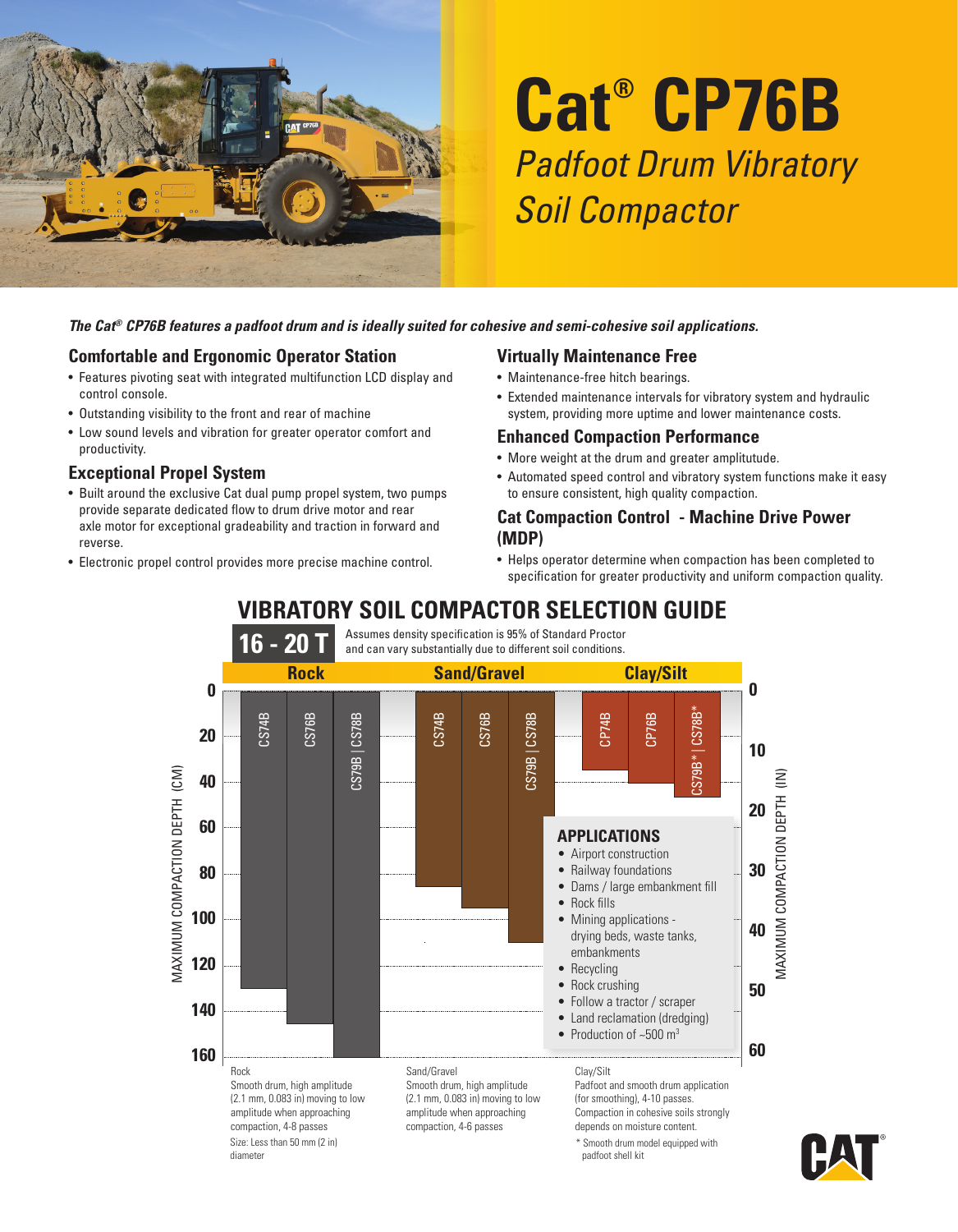# Cat® CP76B

## *Padfoot Drum Vibratory Soil Compactor*

***The Cat® CP76B features a padfoot drum and is ideally suited for cohesive and semi-cohesive soil applications.***

### Comfortable and Ergonomic Operator Station

- Features pivoting seat with integrated multifunction LCD display and control console.
- Outstanding visibility to the front and rear of machine
- Low sound levels and vibration for greater operator comfort and productivity.

### Exceptional Propel System

- Built around the exclusive Cat dual pump propel system, two pumps provide separate dedicated flow to drum drive motor and rear axle motor for exceptional gradeability and traction in forward and reverse.
- Electronic propel control provides more precise machine control.

### Virtually Maintenance Free

- Maintenance-free hitch bearings.
- Extended maintenance intervals for vibratory system and hydraulic system, providing more uptime and lower maintenance costs.

### Enhanced Compaction Performance

- More weight at the drum and greater amplitutude.
- Automated speed control and vibratory system functions make it easy to ensure consistent, high quality compaction.

### Cat Compaction Control - Machine Drive Power (MDP)

- Helps operator determine when compaction has been completed to specification for greater productivity and uniform compaction quality.

## VIBRATORY SOIL COMPACTOR SELECTION GUIDE

**16 - 20 T**

Assumes density specification is 95% of Standard Proctor and can vary substantially due to different soil conditions.

Maximum compaction depth (approximate, read from chart; CM / IN):

| Material | Model | Max. compaction depth (cm) |
|---|---|---|
| Rock | CS74B | ~130 |
| Rock | CS76B | ~145 |
| Rock | CS79B \| CS78B | ~160 |
| Sand/Gravel | CS74B | ~85 |
| Sand/Gravel | CS76B | ~95 |
| Sand/Gravel | CS79B \| CS78B | ~110 |
| Clay/Silt | CP74B | ~35 |
| Clay/Silt | CP76B | ~40 |
| Clay/Silt | CS79B* \| CS78B* | ~45 |

**APPLICATIONS**

- Airport construction
- Railway foundations
- Dams / large embankment fill
- Rock fills
- Mining applications - drying beds, waste tanks, embankments
- Recycling
- Rock crushing
- Follow a tractor / scraper
- Land reclamation (dredging)
- Production of ~500 $m^3$

Rock
Smooth drum, high amplitude (2.1 mm, 0.083 in) moving to low amplitude when approaching compaction, 4-8 passes
Size: Less than 50 mm (2 in) diameter

Sand/Gravel
Smooth drum, high amplitude (2.1 mm, 0.083 in) moving to low amplitude when approaching compaction, 4-6 passes

Clay/Silt
Padfoot and smooth drum application (for smoothing), 4-10 passes. Compaction in cohesive soils strongly depends on moisture content.

\* Smooth drum model equipped with padfoot shell kit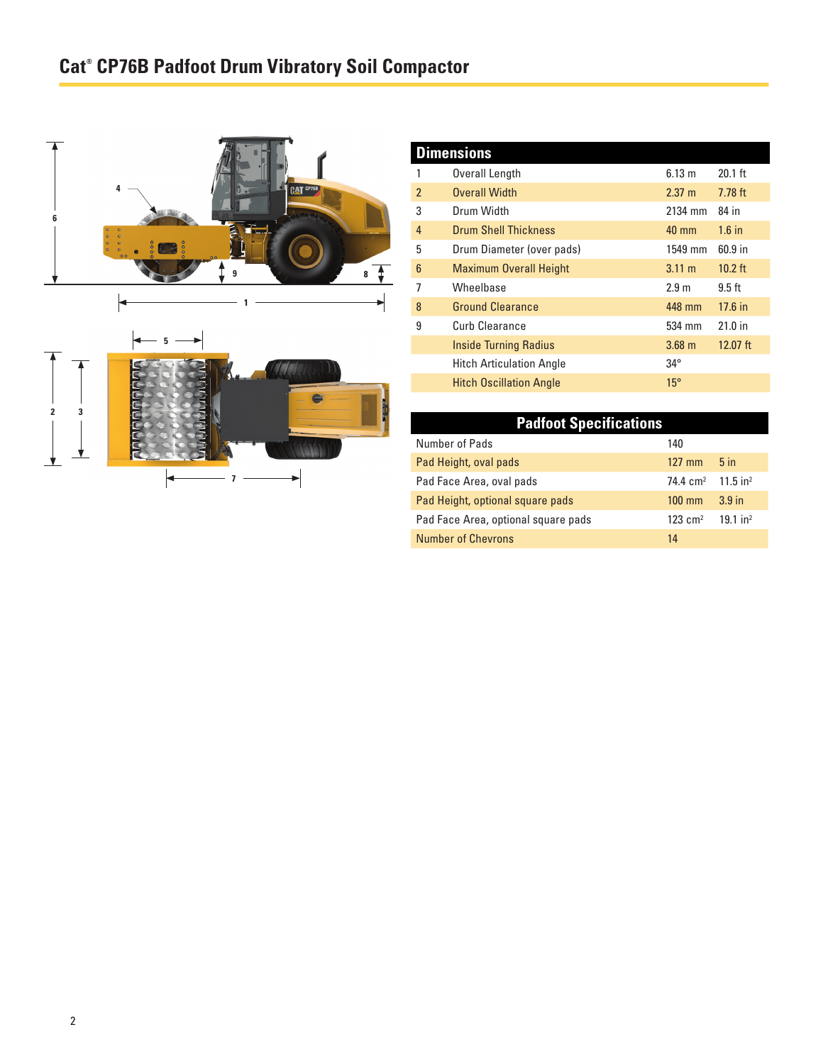# Cat® CP76B Padfoot Drum Vibratory Soil Compactor

## Dimensions

| | | | |
|---|---|---|---|
| 1 | Overall Length | 6.13 m | 20.1 ft |
| 2 | Overall Width | 2.37 m | 7.78 ft |
| 3 | Drum Width | 2134 mm | 84 in |
| 4 | Drum Shell Thickness | 40 mm | 1.6 in |
| 5 | Drum Diameter (over pads) | 1549 mm | 60.9 in |
| 6 | Maximum Overall Height | 3.11 m | 10.2 ft |
| 7 | Wheelbase | 2.9 m | 9.5 ft |
| 8 | Ground Clearance | 448 mm | 17.6 in |
| 9 | Curb Clearance | 534 mm | 21.0 in |
| | Inside Turning Radius | 3.68 m | 12.07 ft |
| | Hitch Articulation Angle | 34° | |
| | Hitch Oscillation Angle | 15° | |

## Padfoot Specifications

| | | |
|---|---|---|
| Number of Pads | 140 | |
| Pad Height, oval pads | 127 mm | 5 in |
| Pad Face Area, oval pads | 74.4 $cm^2$ | 11.5 $in^2$ |
| Pad Height, optional square pads | 100 mm | 3.9 in |
| Pad Face Area, optional square pads | 123 $cm^2$ | 19.1 $in^2$ |
| Number of Chevrons | 14 | |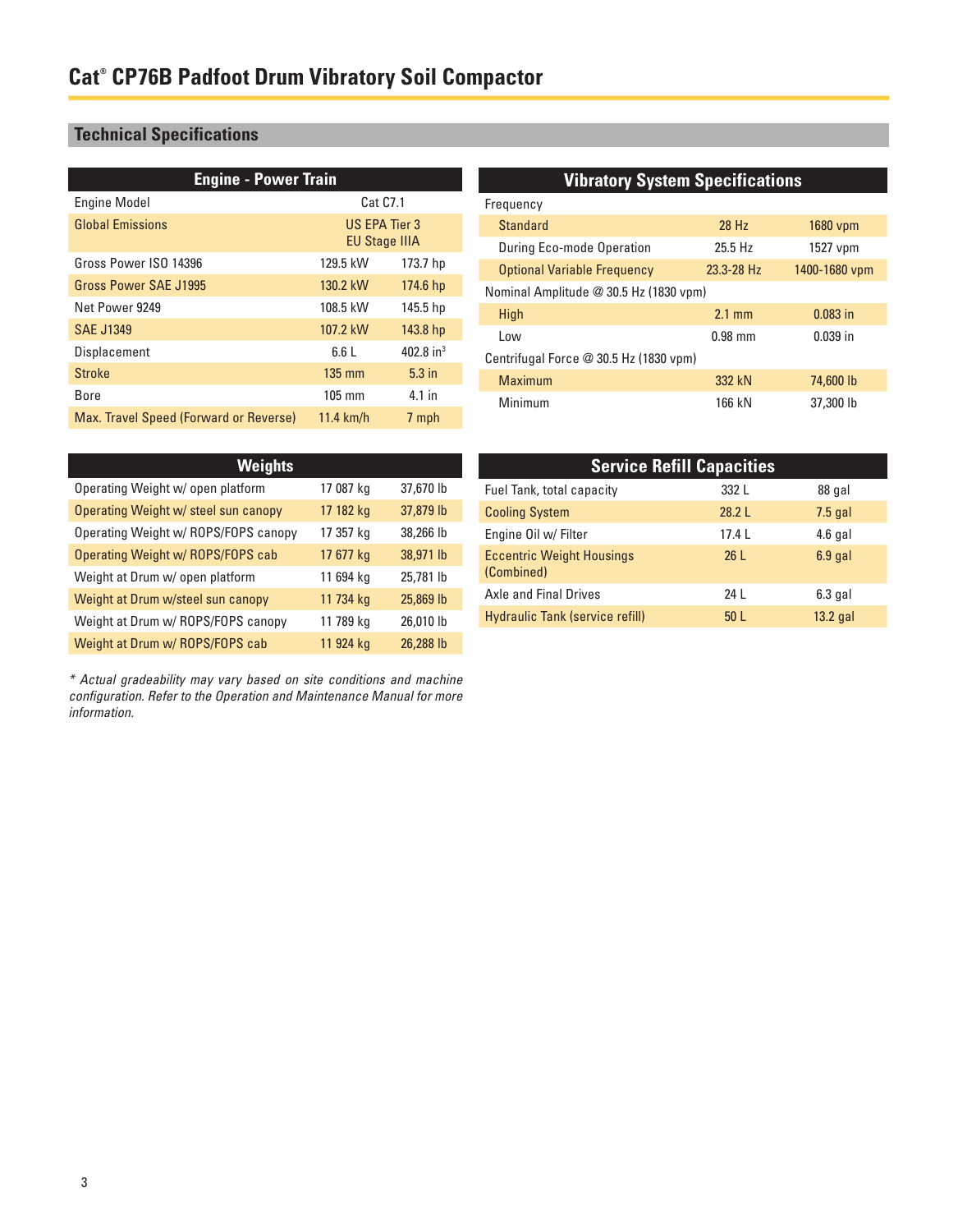# Cat® CP76B Padfoot Drum Vibratory Soil Compactor

## Technical Specifications

| Engine - Power Train | | |
|---|---|---|
| Engine Model | Cat C7.1 | |
| Global Emissions | US EPA Tier 3<br>EU Stage IIIA | |
| Gross Power ISO 14396 | 129.5 kW | 173.7 hp |
| Gross Power SAE J1995 | 130.2 kW | 174.6 hp |
| Net Power 9249 | 108.5 kW | 145.5 hp |
| SAE J1349 | 107.2 kW | 143.8 hp |
| Displacement | 6.6 L | 402.8 in³ |
| Stroke | 135 mm | 5.3 in |
| Bore | 105 mm | 4.1 in |
| Max. Travel Speed (Forward or Reverse) | 11.4 km/h | 7 mph |

| Vibratory System Specifications | | |
|---|---|---|
| Frequency | | |
| Standard | 28 Hz | 1680 vpm |
| During Eco-mode Operation | 25.5 Hz | 1527 vpm |
| Optional Variable Frequency | 23.3-28 Hz | 1400-1680 vpm |
| Nominal Amplitude @ 30.5 Hz (1830 vpm) | | |
| High | 2.1 mm | 0.083 in |
| Low | 0.98 mm | 0.039 in |
| Centrifugal Force @ 30.5 Hz (1830 vpm) | | |
| Maximum | 332 kN | 74,600 lb |
| Minimum | 166 kN | 37,300 lb |

| Weights | | |
|---|---|---|
| Operating Weight w/ open platform | 17 087 kg | 37,670 lb |
| Operating Weight w/ steel sun canopy | 17 182 kg | 37,879 lb |
| Operating Weight w/ ROPS/FOPS canopy | 17 357 kg | 38,266 lb |
| Operating Weight w/ ROPS/FOPS cab | 17 677 kg | 38,971 lb |
| Weight at Drum w/ open platform | 11 694 kg | 25,781 lb |
| Weight at Drum w/steel sun canopy | 11 734 kg | 25,869 lb |
| Weight at Drum w/ ROPS/FOPS canopy | 11 789 kg | 26,010 lb |
| Weight at Drum w/ ROPS/FOPS cab | 11 924 kg | 26,288 lb |

*\* Actual gradeability may vary based on site conditions and machine configuration. Refer to the Operation and Maintenance Manual for more information.*

| Service Refill Capacities | | |
|---|---|---|
| Fuel Tank, total capacity | 332 L | 88 gal |
| Cooling System | 28.2 L | 7.5 gal |
| Engine Oil w/ Filter | 17.4 L | 4.6 gal |
| Eccentric Weight Housings (Combined) | 26 L | 6.9 gal |
| Axle and Final Drives | 24 L | 6.3 gal |
| Hydraulic Tank (service refill) | 50 L | 13.2 gal |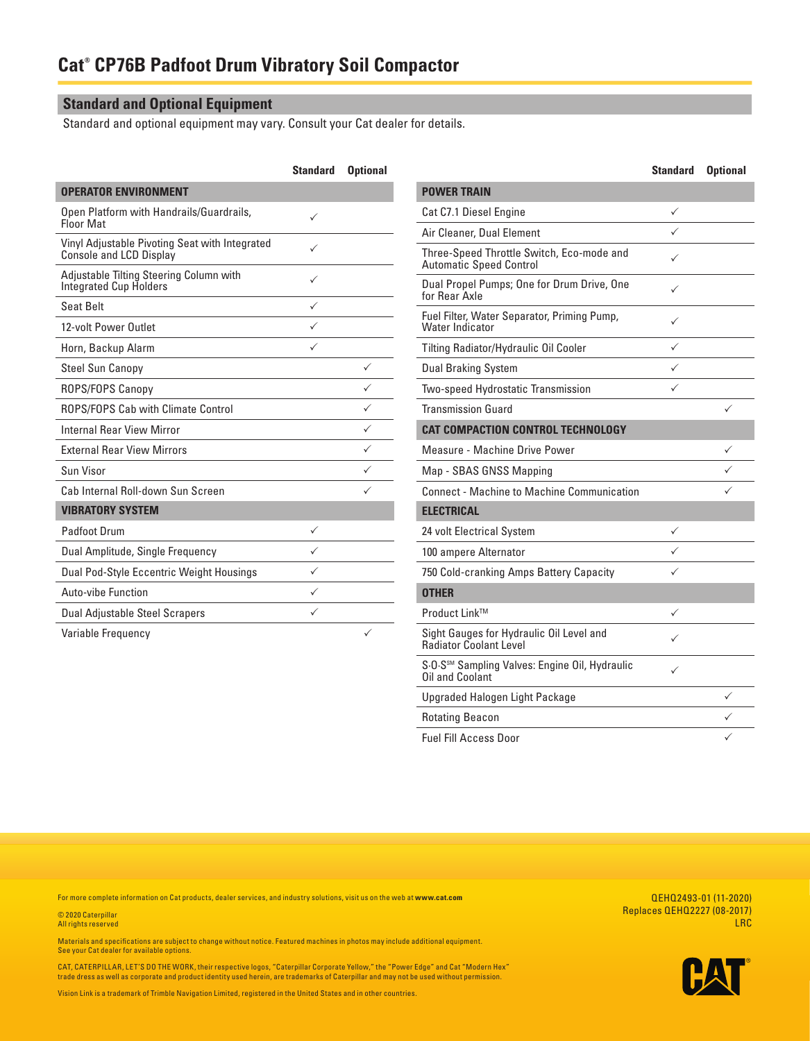# Cat® CP76B Padfoot Drum Vibratory Soil Compactor

## Standard and Optional Equipment

Standard and optional equipment may vary. Consult your Cat dealer for details.

| | Standard | Optional |
|---|---|---|
| **OPERATOR ENVIRONMENT** | | |
| Open Platform with Handrails/Guardrails, Floor Mat | ✓ | |
| Vinyl Adjustable Pivoting Seat with Integrated Console and LCD Display | ✓ | |
| Adjustable Tilting Steering Column with Integrated Cup Holders | ✓ | |
| Seat Belt | ✓ | |
| 12-volt Power Outlet | ✓ | |
| Horn, Backup Alarm | ✓ | |
| Steel Sun Canopy | | ✓ |
| ROPS/FOPS Canopy | | ✓ |
| ROPS/FOPS Cab with Climate Control | | ✓ |
| Internal Rear View Mirror | | ✓ |
| External Rear View Mirrors | | ✓ |
| Sun Visor | | ✓ |
| Cab Internal Roll-down Sun Screen | | ✓ |
| **VIBRATORY SYSTEM** | | |
| Padfoot Drum | ✓ | |
| Dual Amplitude, Single Frequency | ✓ | |
| Dual Pod-Style Eccentric Weight Housings | ✓ | |
| Auto-vibe Function | ✓ | |
| Dual Adjustable Steel Scrapers | ✓ | |
| Variable Frequency | | ✓ |

| | Standard | Optional |
|---|---|---|
| **POWER TRAIN** | | |
| Cat C7.1 Diesel Engine | ✓ | |
| Air Cleaner, Dual Element | ✓ | |
| Three-Speed Throttle Switch, Eco-mode and Automatic Speed Control | ✓ | |
| Dual Propel Pumps; One for Drum Drive, One for Rear Axle | ✓ | |
| Fuel Filter, Water Separator, Priming Pump, Water Indicator | ✓ | |
| Tilting Radiator/Hydraulic Oil Cooler | ✓ | |
| Dual Braking System | ✓ | |
| Two-speed Hydrostatic Transmission | ✓ | |
| Transmission Guard | | ✓ |
| **CAT COMPACTION CONTROL TECHNOLOGY** | | |
| Measure - Machine Drive Power | | ✓ |
| Map - SBAS GNSS Mapping | | ✓ |
| Connect - Machine to Machine Communication | | ✓ |
| **ELECTRICAL** | | |
| 24 volt Electrical System | ✓ | |
| 100 ampere Alternator | ✓ | |
| 750 Cold-cranking Amps Battery Capacity | ✓ | |
| **OTHER** | | |
| Product Link™ | ✓ | |
| Sight Gauges for Hydraulic Oil Level and Radiator Coolant Level | ✓ | |
| S·O·S℠ Sampling Valves: Engine Oil, Hydraulic Oil and Coolant | ✓ | |
| Upgraded Halogen Light Package | | ✓ |
| Rotating Beacon | | ✓ |
| Fuel Fill Access Door | | ✓ |

For more complete information on Cat products, dealer services, and industry solutions, visit us on the web at **www.cat.com**

© 2020 Caterpillar
All rights reserved

Materials and specifications are subject to change without notice. Featured machines in photos may include additional equipment. See your Cat dealer for available options.

CAT, CATERPILLAR, LET'S DO THE WORK, their respective logos, "Caterpillar Corporate Yellow," the "Power Edge" and Cat "Modern Hex" trade dress as well as corporate and product identity used herein, are trademarks of Caterpillar and may not be used without permission.

Vision Link is a trademark of Trimble Navigation Limited, registered in the United States and in other countries.

QEHQ2493-01 (11-2020)
Replaces QEHQ2227 (08-2017)
LRC